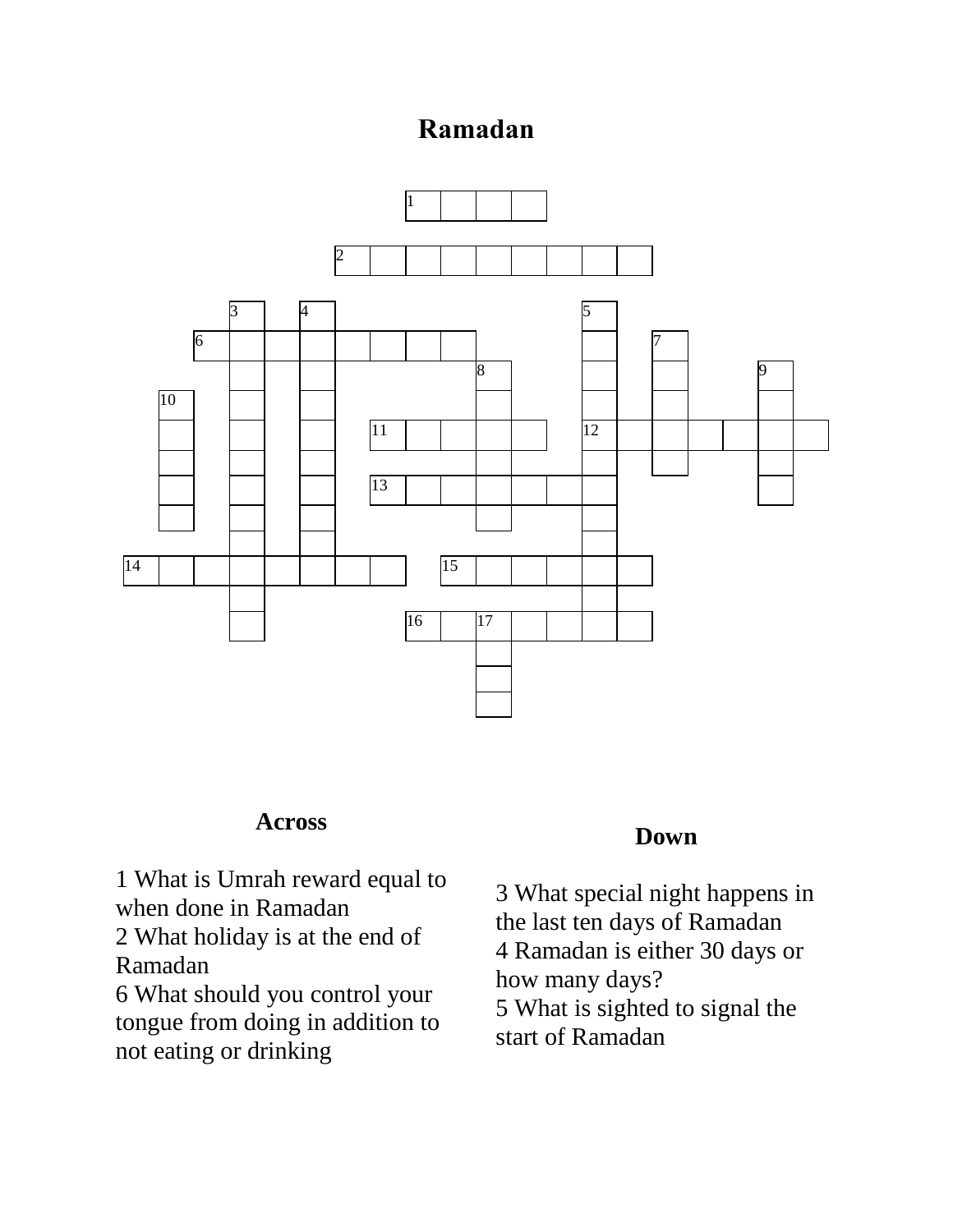# Ramadan

## Across

1 What is Umrah reward equal to when done in Ramadan

2 What holiday is at the end of Ramadan

6 What should you control your tongue from doing in addition to not eating or drinking

## Down

3 What special night happens in the last ten days of Ramadan

4 Ramadan is either 30 days or how many days?

5 What is sighted to signal the start of Ramadan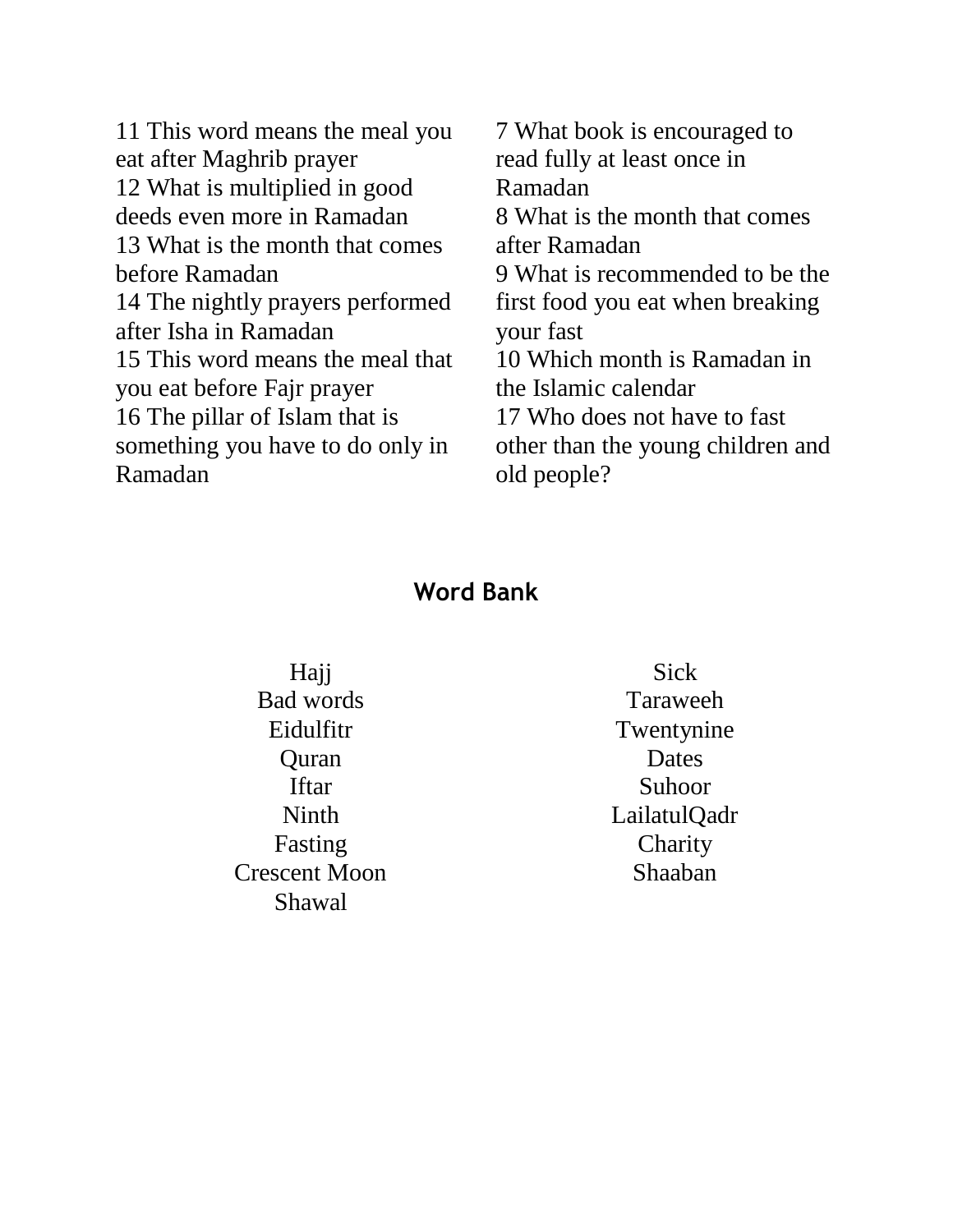11 This word means the meal you eat after Maghrib prayer
12 What is multiplied in good deeds even more in Ramadan
13 What is the month that comes before Ramadan
14 The nightly prayers performed after Isha in Ramadan
15 This word means the meal that you eat before Fajr prayer
16 The pillar of Islam that is something you have to do only in Ramadan

7 What book is encouraged to read fully at least once in Ramadan
8 What is the month that comes after Ramadan
9 What is recommended to be the first food you eat when breaking your fast
10 Which month is Ramadan in the Islamic calendar
17 Who does not have to fast other than the young children and old people?

## Word Bank

Hajj
Bad words
Eidulfitr
Quran
Iftar
Ninth
Fasting
Crescent Moon
Shawal

Sick
Taraweeh
Twentynine
Dates
Suhoor
LailatulQadr
Charity
Shaaban